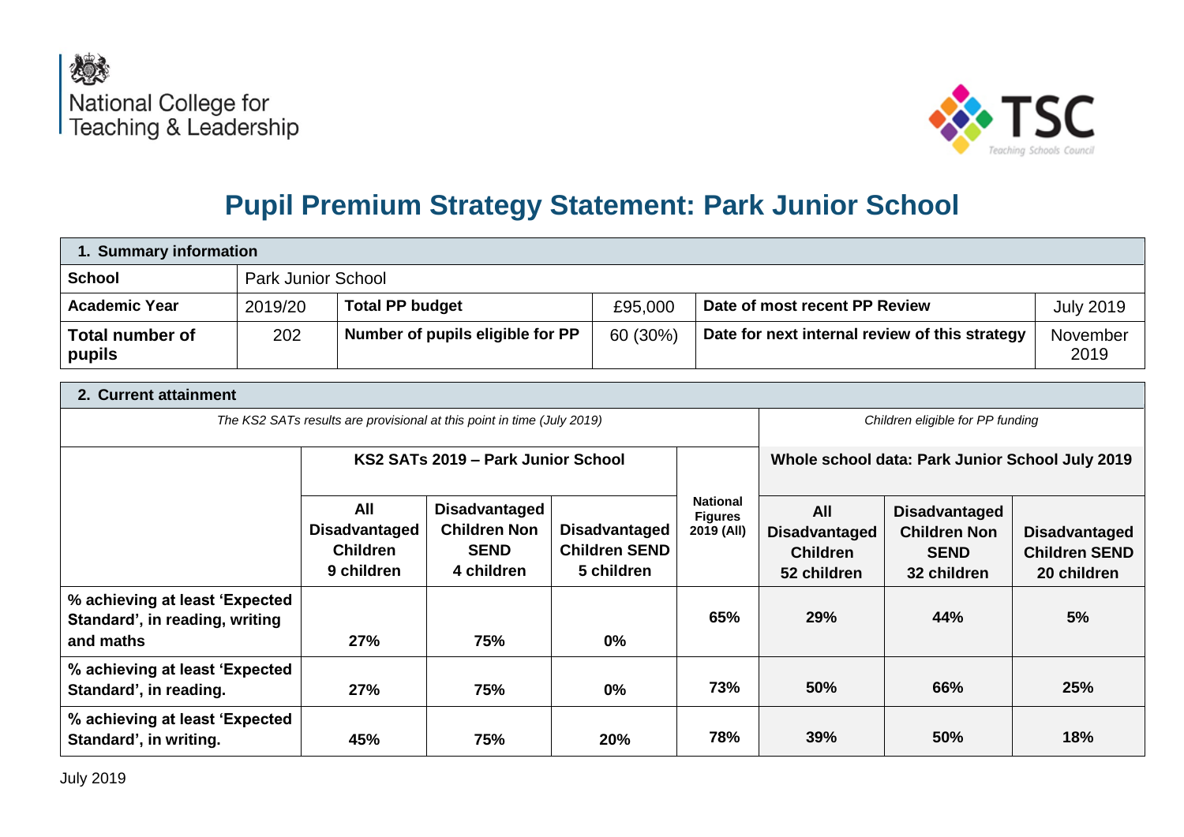National College for Teaching & Leadership

TSC Teaching Schools Council

# Pupil Premium Strategy Statement: Park Junior School

| 1. Summary information | | | | | |
|---|---|---|---|---|---|
| **School** | Park Junior School | | | | |
| **Academic Year** | 2019/20 | **Total PP budget** | £95,000 | **Date of most recent PP Review** | July 2019 |
| **Total number of pupils** | 202 | **Number of pupils eligible for PP** | 60 (30%) | **Date for next internal review of this strategy** | November 2019 |

| 2. Current attainment | | | | | | | |
|---|---|---|---|---|---|---|---|
| *The KS2 SATs results are provisional at this point in time (July 2019)* | | | | | *Children eligible for PP funding* | | |
| | **KS2 SATs 2019 – Park Junior School** | | | **National Figures 2019 (All)** | **Whole school data: Park Junior School July 2019** | | |
| | **All Disadvantaged Children 9 children** | **Disadvantaged Children Non SEND 4 children** | **Disadvantaged Children SEND 5 children** | | **All Disadvantaged Children 52 children** | **Disadvantaged Children Non SEND 32 children** | **Disadvantaged Children SEND 20 children** |
| **% achieving at least 'Expected Standard', in reading, writing and maths** | **27%** | **75%** | **0%** | **65%** | **29%** | **44%** | **5%** |
| **% achieving at least 'Expected Standard', in reading.** | **27%** | **75%** | **0%** | **73%** | **50%** | **66%** | **25%** |
| **% achieving at least 'Expected Standard', in writing.** | **45%** | **75%** | **20%** | **78%** | **39%** | **50%** | **18%** |

July 2019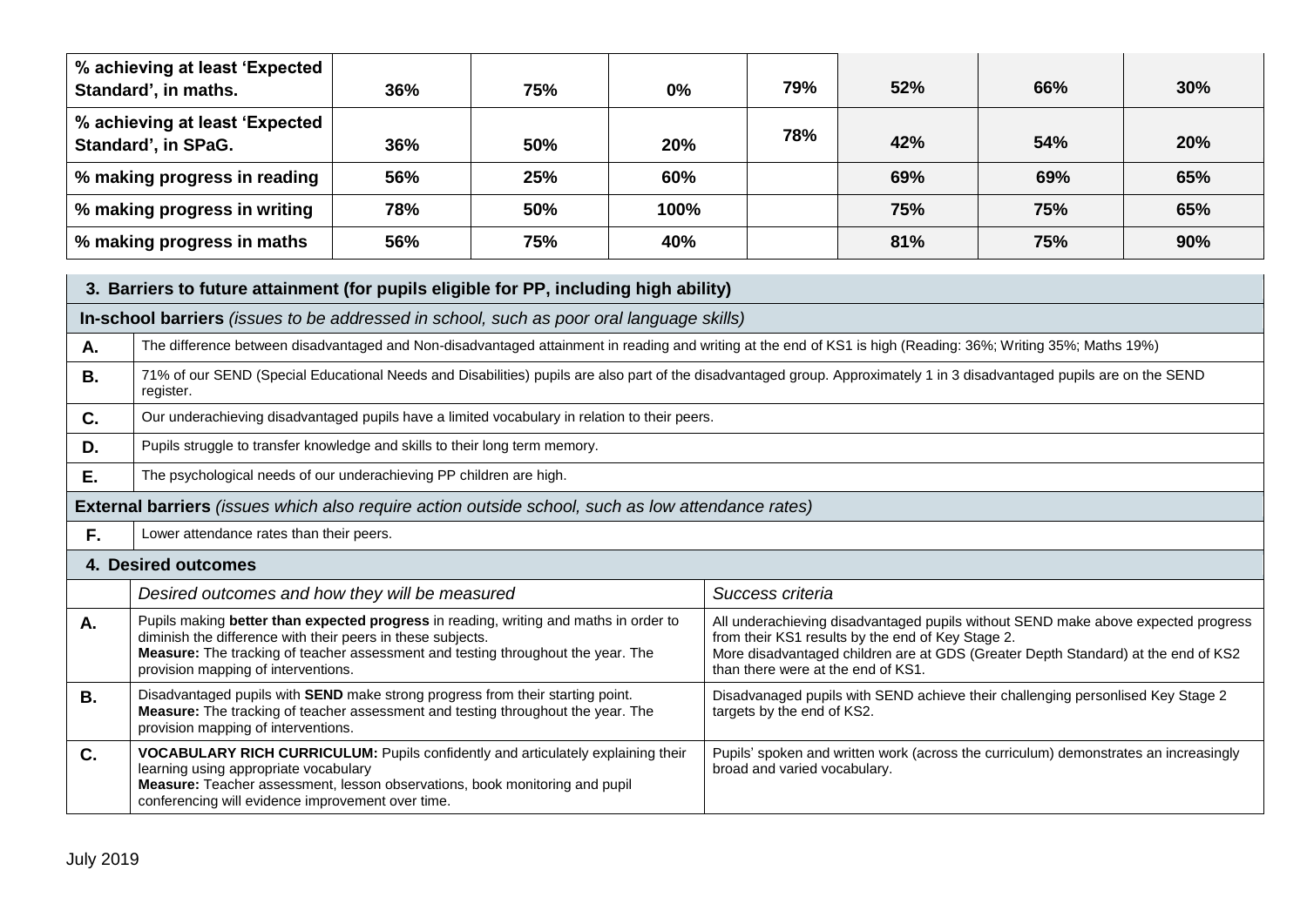| % achieving at least 'Expected Standard', in maths. | 36% | 75% | 0% | 79% | 52% | 66% | 30% |
|---|---|---|---|---|---|---|---|
| % achieving at least 'Expected Standard', in SPaG. | 36% | 50% | 20% | 78% | 42% | 54% | 20% |
| % making progress in reading | 56% | 25% | 60% | | 69% | 69% | 65% |
| % making progress in writing | 78% | 50% | 100% | | 75% | 75% | 65% |
| % making progress in maths | 56% | 75% | 40% | | 81% | 75% | 90% |

| **3. Barriers to future attainment (for pupils eligible for PP, including high ability)** | |
|---|---|
| **In-school barriers** *(issues to be addressed in school, such as poor oral language skills)* | |
| **A.** | The difference between disadvantaged and Non-disadvantaged attainment in reading and writing at the end of KS1 is high (Reading: 36%; Writing 35%; Maths 19%) |
| **B.** | 71% of our SEND (Special Educational Needs and Disabilities) pupils are also part of the disadvantaged group. Approximately 1 in 3 disadvantaged pupils are on the SEND register. |
| **C.** | Our underachieving disadvantaged pupils have a limited vocabulary in relation to their peers. |
| **D.** | Pupils struggle to transfer knowledge and skills to their long term memory. |
| **E.** | The psychological needs of our underachieving PP children are high. |
| **External barriers** *(issues which also require action outside school, such as low attendance rates)* | |
| **F.** | Lower attendance rates than their peers. |

| **4. Desired outcomes** | | |
|---|---|---|
| | *Desired outcomes and how they will be measured* | *Success criteria* |
| **A.** | Pupils making **better than expected progress** in reading, writing and maths in order to diminish the difference with their peers in these subjects.<br>**Measure:** The tracking of teacher assessment and testing throughout the year. The provision mapping of interventions. | All underachieving disadvantaged pupils without SEND make above expected progress from their KS1 results by the end of Key Stage 2.<br>More disadvantaged children are at GDS (Greater Depth Standard) at the end of KS2 than there were at the end of KS1. |
| **B.** | Disadvantaged pupils with **SEND** make strong progress from their starting point.<br>**Measure:** The tracking of teacher assessment and testing throughout the year. The provision mapping of interventions. | Disadvanaged pupils with SEND achieve their challenging personlised Key Stage 2 targets by the end of KS2. |
| **C.** | **VOCABULARY RICH CURRICULUM:** Pupils confidently and articulately explaining their learning using appropriate vocabulary<br>**Measure:** Teacher assessment, lesson observations, book monitoring and pupil conferencing will evidence improvement over time. | Pupils' spoken and written work (across the curriculum) demonstrates an increasingly broad and varied vocabulary. |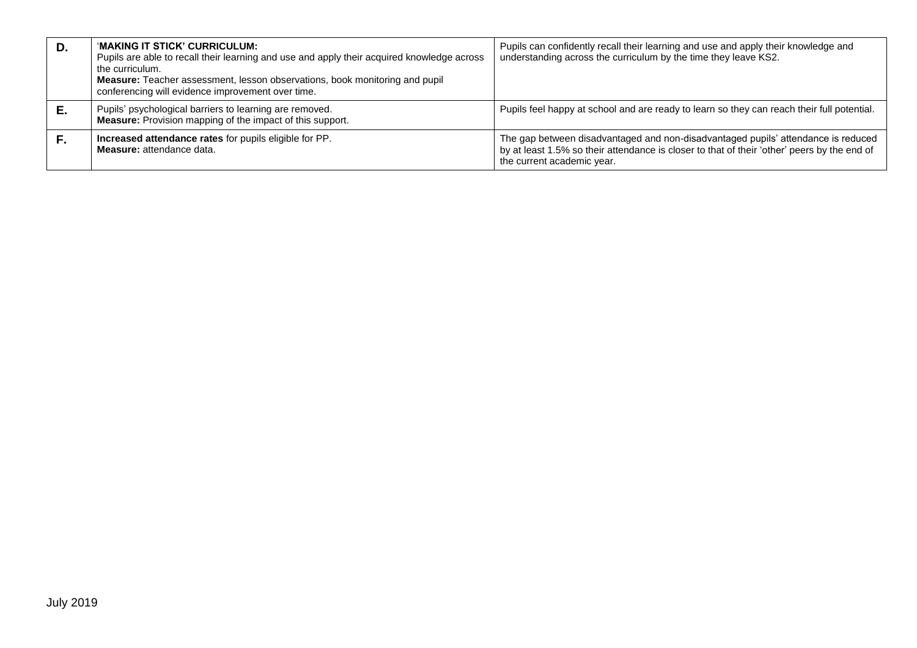| | | |
|---|---|---|
| **D.** | '**MAKING IT STICK' CURRICULUM:**<br>Pupils are able to recall their learning and use and apply their acquired knowledge across the curriculum.<br>**Measure:** Teacher assessment, lesson observations, book monitoring and pupil conferencing will evidence improvement over time. | Pupils can confidently recall their learning and use and apply their knowledge and understanding across the curriculum by the time they leave KS2. |
| **E.** | Pupils' psychological barriers to learning are removed.<br>**Measure:** Provision mapping of the impact of this support. | Pupils feel happy at school and are ready to learn so they can reach their full potential. |
| **F.** | **Increased attendance rates** for pupils eligible for PP.<br>**Measure:** attendance data. | The gap between disadvantaged and non-disadvantaged pupils' attendance is reduced by at least 1.5% so their attendance is closer to that of their 'other' peers by the end of the current academic year. |

July 2019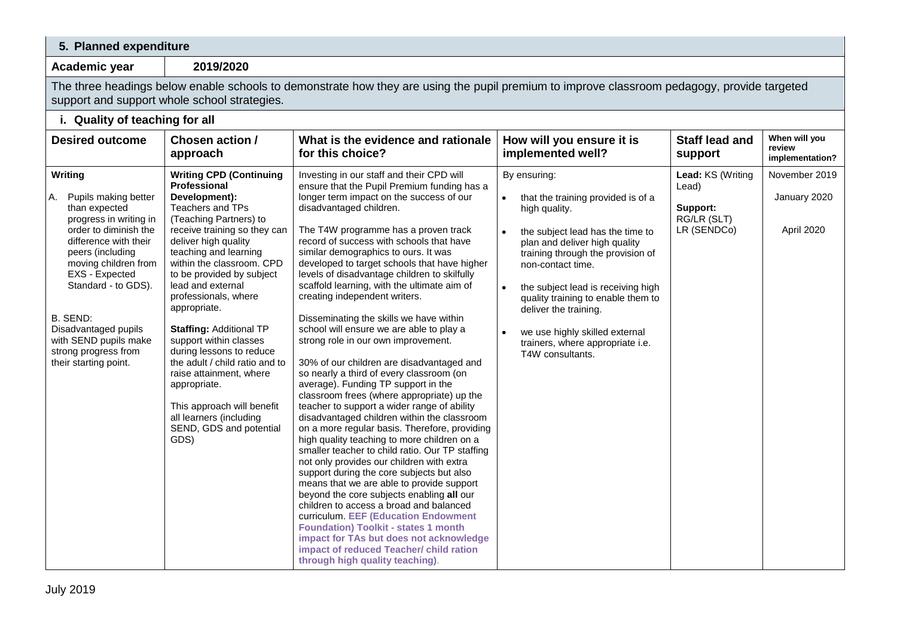## 5. Planned expenditure

| Academic year | 2019/2020 |
|---|---|

The three headings below enable schools to demonstrate how they are using the pupil premium to improve classroom pedagogy, provide targeted support and support whole school strategies.

### i. Quality of teaching for all

| Desired outcome | Chosen action / approach | What is the evidence and rationale for this choice? | How will you ensure it is implemented well? | Staff lead and support | When will you review implementation? |
|---|---|---|---|---|---|
| **Writing**<br><br>A. Pupils making better than expected progress in writing in order to diminish the difference with their peers (including moving children from EXS - Expected Standard - to GDS).<br><br>B. SEND: Disadvantaged pupils with SEND pupils make strong progress from their starting point. | **Writing CPD (Continuing Professional Development):** Teachers and TPs (Teaching Partners) to receive training so they can deliver high quality teaching and learning within the classroom. CPD to be provided by subject lead and external professionals, where appropriate.<br><br>**Staffing:** Additional TP support within classes during lessons to reduce the adult / child ratio and to raise attainment, where appropriate.<br><br>This approach will benefit all learners (including SEND, GDS and potential GDS) | Investing in our staff and their CPD will ensure that the Pupil Premium funding has a longer term impact on the success of our disadvantaged children.<br><br>The T4W programme has a proven track record of success with schools that have similar demographics to ours. It was developed to target schools that have higher levels of disadvantage children to skilfully scaffold learning, with the ultimate aim of creating independent writers.<br><br>Disseminating the skills we have within school will ensure we are able to play a strong role in our own improvement.<br><br>30% of our children are disadvantaged and so nearly a third of every classroom (on average). Funding TP support in the classroom frees (where appropriate) up the teacher to support a wider range of ability disadvantaged children within the classroom on a more regular basis. Therefore, providing high quality teaching to more children on a smaller teacher to child ratio. Our TP staffing not only provides our children with extra support during the core subjects but also means that we are able to provide support beyond the core subjects enabling **all** our children to access a broad and balanced curriculum. **EEF (Education Endowment Foundation) Toolkit - states 1 month impact for TAs but does not acknowledge impact of reduced Teacher/ child ration through high quality teaching)**. | By ensuring:<br><br>• that the training provided is of a high quality.<br><br>• the subject lead has the time to plan and deliver high quality training through the provision of non-contact time.<br><br>• the subject lead is receiving high quality training to enable them to deliver the training.<br><br>• we use highly skilled external trainers, where appropriate i.e. T4W consultants. | **Lead:** KS (Writing Lead)<br><br>**Support:** RG/LR (SLT) LR (SENDCo) | November 2019<br><br>January 2020<br><br>April 2020 |

July 2019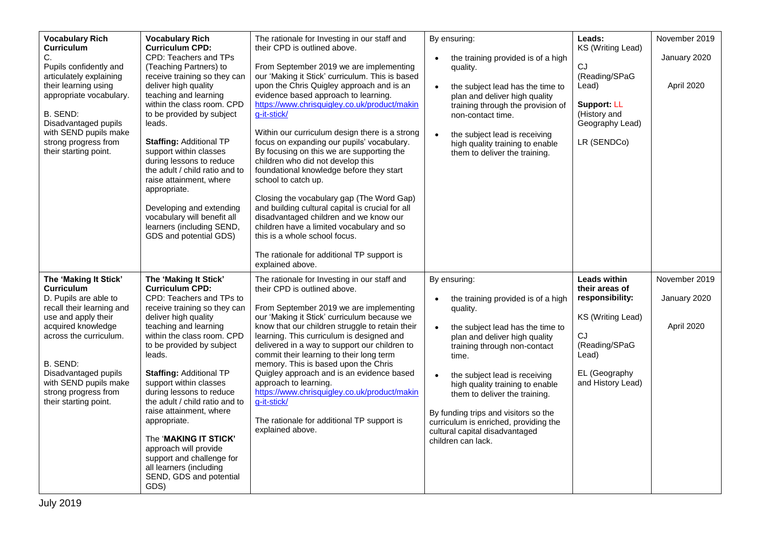| **Vocabulary Rich Curriculum**<br>C.<br>Pupils confidently and articulately explaining their learning using appropriate vocabulary.<br><br>B. SEND:<br>Disadvantaged pupils with SEND pupils make strong progress from their starting point. | **Vocabulary Rich Curriculum CPD:**<br>CPD: Teachers and TPs (Teaching Partners) to receive training so they can deliver high quality teaching and learning within the class room. CPD to be provided by subject leads.<br><br>**Staffing:** Additional TP support within classes during lessons to reduce the adult / child ratio and to raise attainment, where appropriate.<br><br>Developing and extending vocabulary will benefit all learners (including SEND, GDS and potential GDS) | The rationale for Investing in our staff and their CPD is outlined above.<br><br>From September 2019 we are implementing our 'Making it Stick' curriculum. This is based upon the Chris Quigley approach and is an evidence based approach to learning. https://www.chrisquigley.co.uk/product/making-it-stick/<br><br>Within our curriculum design there is a strong focus on expanding our pupils' vocabulary. By focusing on this we are supporting the children who did not develop this foundational knowledge before they start school to catch up.<br><br>Closing the vocabulary gap (The Word Gap) and building cultural capital is crucial for all disadvantaged children and we know our children have a limited vocabulary and so this is a whole school focus.<br><br>The rationale for additional TP support is explained above. | By ensuring:<br><br>• the training provided is of a high quality.<br>• the subject lead has the time to plan and deliver high quality training through the provision of non-contact time.<br>• the subject lead is receiving high quality training to enable them to deliver the training. | **Leads:**<br>KS (Writing Lead)<br><br>CJ (Reading/SPaG Lead)<br><br>**Support:** LL (History and Geography Lead)<br><br>LR (SENDCo) | November 2019<br><br>January 2020<br><br>April 2020 |
|---|---|---|---|---|---|
| **The 'Making It Stick' Curriculum**<br>D. Pupils are able to recall their learning and use and apply their acquired knowledge across the curriculum.<br><br>B. SEND:<br>Disadvantaged pupils with SEND pupils make strong progress from their starting point. | **The 'Making It Stick' Curriculum CPD:**<br>CPD: Teachers and TPs to receive training so they can deliver high quality teaching and learning within the class room. CPD to be provided by subject leads.<br><br>**Staffing:** Additional TP support within classes during lessons to reduce the adult / child ratio and to raise attainment, where appropriate.<br><br>The '**MAKING IT STICK**' approach will provide support and challenge for all learners (including SEND, GDS and potential GDS) | The rationale for Investing in our staff and their CPD is outlined above.<br><br>From September 2019 we are implementing our 'Making it Stick' curriculum because we know that our children struggle to retain their learning. This curriculum is designed and delivered in a way to support our children to commit their learning to their long term memory. This is based upon the Chris Quigley approach and is an evidence based approach to learning. https://www.chrisquigley.co.uk/product/making-it-stick/<br><br>The rationale for additional TP support is explained above. | By ensuring:<br><br>• the training provided is of a high quality.<br>• the subject lead has the time to plan and deliver high quality training through non-contact time.<br>• the subject lead is receiving high quality training to enable them to deliver the training.<br><br>By funding trips and visitors so the curriculum is enriched, providing the cultural capital disadvantaged children can lack. | **Leads within their areas of responsibility:**<br><br>KS (Writing Lead)<br><br>CJ (Reading/SPaG Lead)<br><br>EL (Geography and History Lead) | November 2019<br><br>January 2020<br><br>April 2020 |

July 2019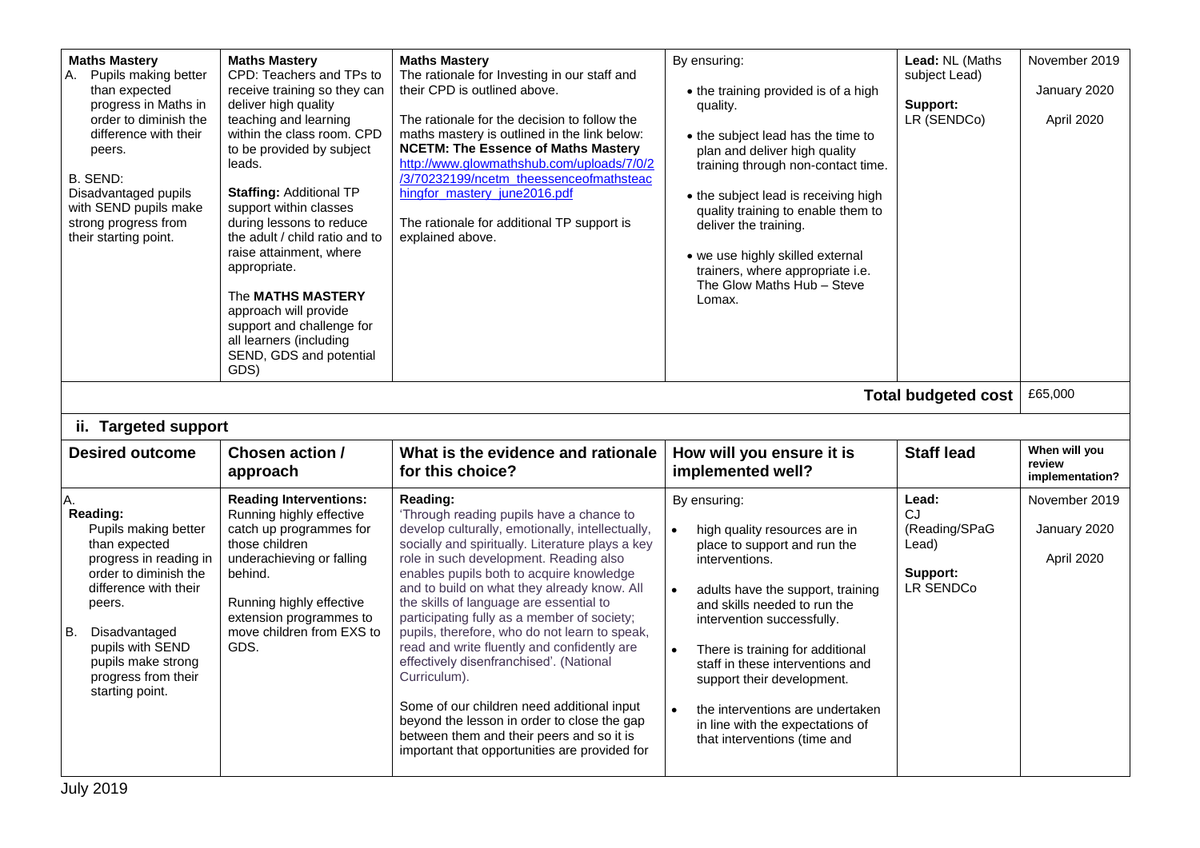| **Maths Mastery**<br>A. Pupils making better than expected progress in Maths in order to diminish the difference with their peers.<br><br>B. SEND: Disadvantaged pupils with SEND pupils make strong progress from their starting point. | **Maths Mastery**<br>CPD: Teachers and TPs to receive training so they can deliver high quality teaching and learning within the class room. CPD to be provided by subject leads.<br><br>**Staffing:** Additional TP support within classes during lessons to reduce the adult / child ratio and to raise attainment, where appropriate.<br><br>The **MATHS MASTERY** approach will provide support and challenge for all learners (including SEND, GDS and potential GDS) | **Maths Mastery**<br>The rationale for Investing in our staff and their CPD is outlined above.<br><br>The rationale for the decision to follow the maths mastery is outlined in the link below:<br>**NCETM: The Essence of Maths Mastery**<br>http://www.glowmathshub.com/uploads/7/0/2/3/70232199/ncetm_theessenceofmathsteachingfor_mastery_june2016.pdf<br><br>The rationale for additional TP support is explained above. | By ensuring:<br>• the training provided is of a high quality.<br>• the subject lead has the time to plan and deliver high quality training through non-contact time.<br>• the subject lead is receiving high quality training to enable them to deliver the training.<br>• we use highly skilled external trainers, where appropriate i.e. The Glow Maths Hub – Steve Lomax. | **Lead:** NL (Maths subject Lead)<br><br>**Support:** LR (SENDCo) | November 2019<br><br>January 2020<br><br>April 2020 |
|---|---|---|---|---|---|
| | | | | **Total budgeted cost** | £65,000 |

## ii. Targeted support

| Desired outcome | Chosen action / approach | What is the evidence and rationale for this choice? | How will you ensure it is implemented well? | Staff lead | When will you review implementation? |
|---|---|---|---|---|---|
| A.<br>**Reading:**<br>Pupils making better than expected progress in reading in order to diminish the difference with their peers.<br><br>B. Disadvantaged pupils with SEND pupils make strong progress from their starting point. | **Reading Interventions:**<br>Running highly effective catch up programmes for those children underachieving or falling behind.<br><br>Running highly effective extension programmes to move children from EXS to GDS. | **Reading:**<br>'Through reading pupils have a chance to develop culturally, emotionally, intellectually, socially and spiritually. Literature plays a key role in such development. Reading also enables pupils both to acquire knowledge and to build on what they already know. All the skills of language are essential to participating fully as a member of society; pupils, therefore, who do not learn to speak, read and write fluently and confidently are effectively disenfranchised'. (National Curriculum).<br><br>Some of our children need additional input beyond the lesson in order to close the gap between them and their peers and so it is important that opportunities are provided for | By ensuring:<br>• high quality resources are in place to support and run the interventions.<br>• adults have the support, training and skills needed to run the intervention successfully.<br>• There is training for additional staff in these interventions and support their development.<br>• the interventions are undertaken in line with the expectations of that interventions (time and | **Lead:**<br>CJ<br>(Reading/SPaG Lead)<br><br>**Support:**<br>LR SENDCo | November 2019<br><br>January 2020<br><br>April 2020 |

July 2019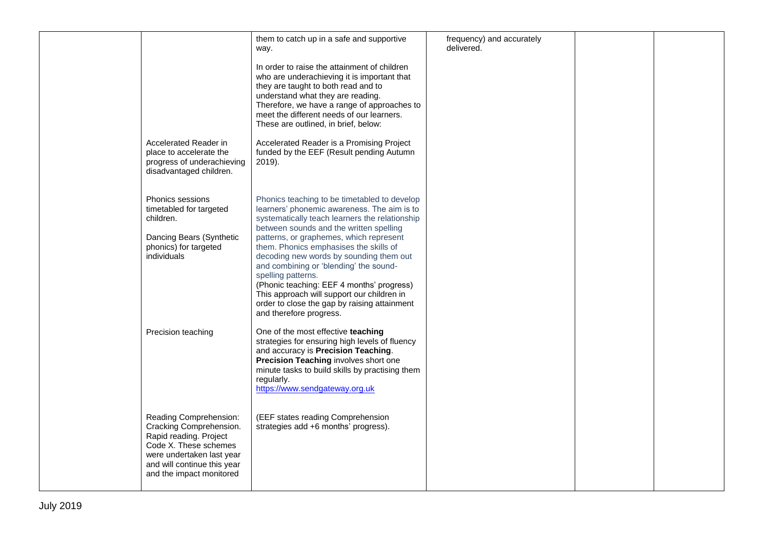|  |  |  |  |  |  |
|---|---|---|---|---|---|
|  |  | them to catch up in a safe and supportive way.<br><br>In order to raise the attainment of children who are underachieving it is important that they are taught to both read and to understand what they are reading. Therefore, we have a range of approaches to meet the different needs of our learners. These are outlined, in brief, below: | frequency) and accurately delivered. |  |  |
|  | Accelerated Reader in place to accelerate the progress of underachieving disadvantaged children. | Accelerated Reader is a Promising Project funded by the EEF (Result pending Autumn 2019). |  |  |  |
|  | Phonics sessions timetabled for targeted children.<br><br>Dancing Bears (Synthetic phonics) for targeted individuals | Phonics teaching to be timetabled to develop learners' phonemic awareness. The aim is to systematically teach learners the relationship between sounds and the written spelling patterns, or graphemes, which represent them. Phonics emphasises the skills of decoding new words by sounding them out and combining or 'blending' the sound-spelling patterns.<br>(Phonic teaching: EEF 4 months' progress)<br>This approach will support our children in order to close the gap by raising attainment and therefore progress. |  |  |  |
|  | Precision teaching | One of the most effective **teaching** strategies for ensuring high levels of fluency and accuracy is **Precision Teaching**. **Precision Teaching** involves short one minute tasks to build skills by practising them regularly.<br>https://www.sendgateway.org.uk |  |  |  |
|  | Reading Comprehension: Cracking Comprehension. Rapid reading. Project Code X. These schemes were undertaken last year and will continue this year and the impact monitored | (EEF states reading Comprehension strategies add +6 months' progress). |  |  |  |

July 2019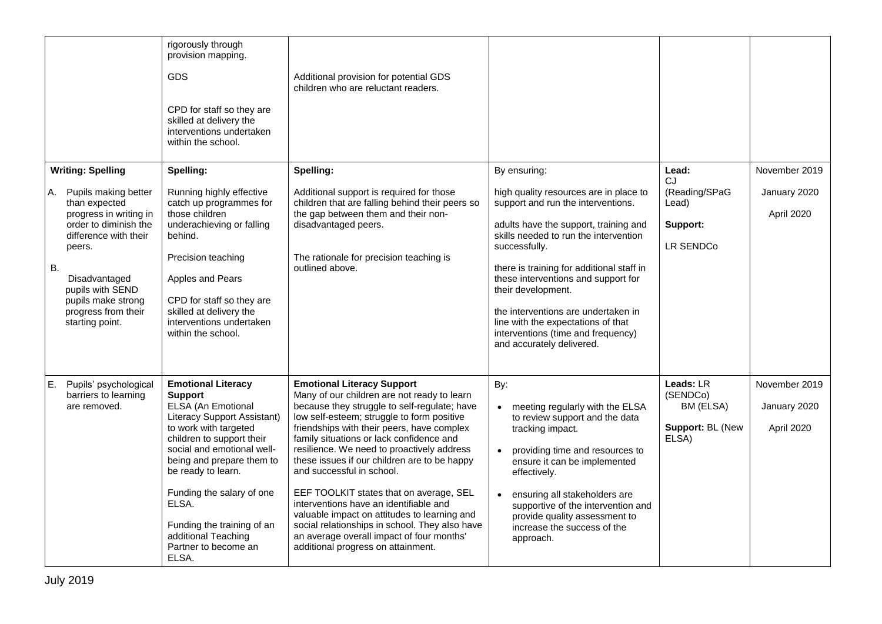| | | | | | |
|---|---|---|---|---|---|
| | rigorously through provision mapping.<br><br>GDS<br><br>CPD for staff so they are skilled at delivery the interventions undertaken within the school. | <br><br>Additional provision for potential GDS children who are reluctant readers. | | | |
| **Writing: Spelling**<br><br>A. Pupils making better than expected progress in writing in order to diminish the difference with their peers.<br><br>B. Disadvantaged pupils with SEND pupils make strong progress from their starting point. | **Spelling:**<br><br>Running highly effective catch up programmes for those children underachieving or falling behind.<br><br>Precision teaching<br><br>Apples and Pears<br><br>CPD for staff so they are skilled at delivery the interventions undertaken within the school. | **Spelling:**<br><br>Additional support is required for those children that are falling behind their peers so the gap between them and their non-disadvantaged peers.<br><br>The rationale for precision teaching is outlined above. | By ensuring:<br><br>high quality resources are in place to support and run the interventions.<br><br>adults have the support, training and skills needed to run the intervention successfully.<br><br>there is training for additional staff in these interventions and support for their development.<br><br>the interventions are undertaken in line with the expectations of that interventions (time and frequency) and accurately delivered. | **Lead:** CJ (Reading/SPaG Lead)<br><br>**Support:**<br><br>LR SENDCo | November 2019<br><br>January 2020<br><br>April 2020 |
| E. Pupils' psychological barriers to learning are removed. | **Emotional Literacy Support**<br>ELSA (An Emotional Literacy Support Assistant) to work with targeted children to support their social and emotional well-being and prepare them to be ready to learn.<br><br>Funding the salary of one ELSA.<br><br>Funding the training of an additional Teaching Partner to become an ELSA. | **Emotional Literacy Support**<br>Many of our children are not ready to learn because they struggle to self-regulate; have low self-esteem; struggle to form positive friendships with their peers, have complex family situations or lack confidence and resilience. We need to proactively address these issues if our children are to be happy and successful in school.<br><br>EEF TOOLKIT states that on average, SEL interventions have an identifiable and valuable impact on attitudes to learning and social relationships in school. They also have an average overall impact of four months' additional progress on attainment. | By:<br><br>• meeting regularly with the ELSA to review support and the data tracking impact.<br><br>• providing time and resources to ensure it can be implemented effectively.<br><br>• ensuring all stakeholders are supportive of the intervention and provide quality assessment to increase the success of the approach. | **Leads:** LR (SENDCo)<br>BM (ELSA)<br><br>**Support:** BL (New ELSA) | November 2019<br><br>January 2020<br><br>April 2020 |

July 2019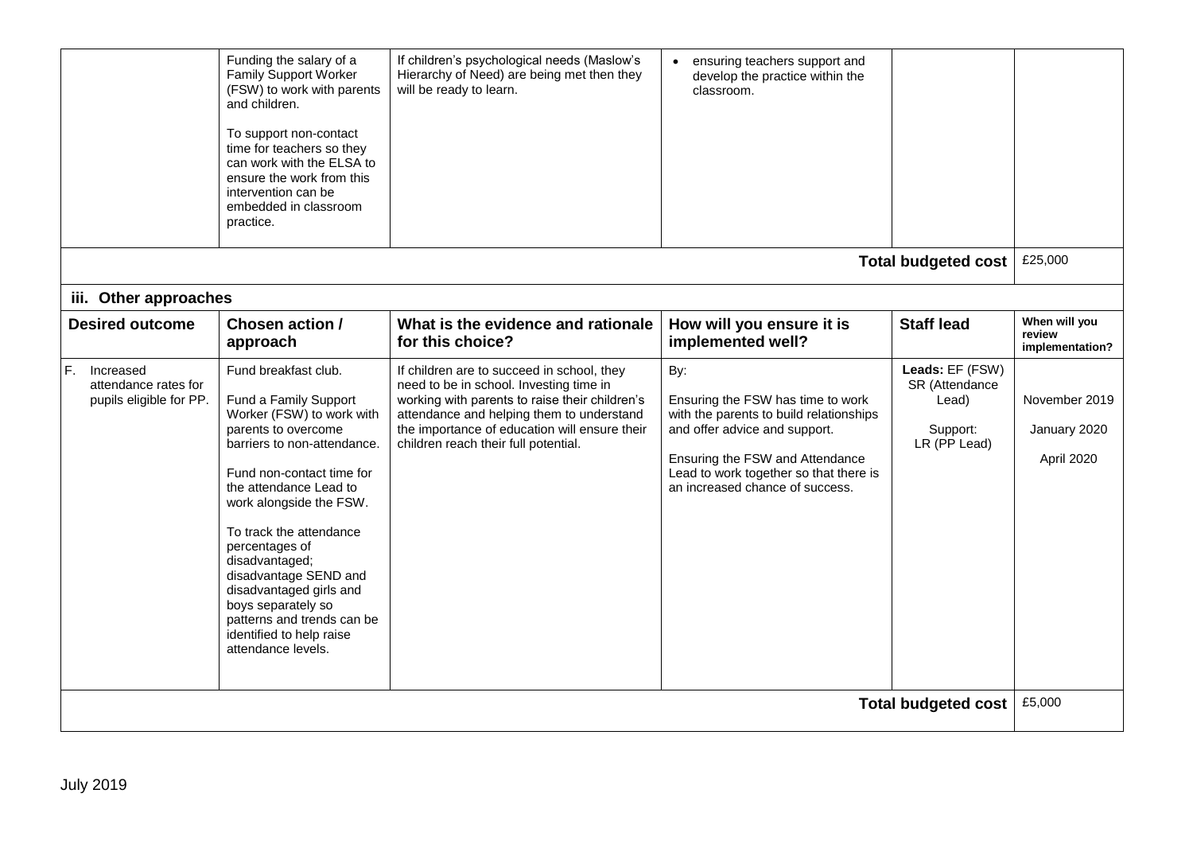| | Funding the salary of a Family Support Worker (FSW) to work with parents and children.<br><br>To support non-contact time for teachers so they can work with the ELSA to ensure the work from this intervention can be embedded in classroom practice. | If children's psychological needs (Maslow's Hierarchy of Need) are being met then they will be ready to learn. | • ensuring teachers support and develop the practice within the classroom. | | |
|---|---|---|---|---|---|
| | | | | **Total budgeted cost** | £25,000 |

### iii. Other approaches

| Desired outcome | Chosen action / approach | What is the evidence and rationale for this choice? | How will you ensure it is implemented well? | Staff lead | When will you review implementation? |
|---|---|---|---|---|---|
| F. Increased attendance rates for pupils eligible for PP. | Fund breakfast club.<br><br>Fund a Family Support Worker (FSW) to work with parents to overcome barriers to non-attendance.<br><br>Fund non-contact time for the attendance Lead to work alongside the FSW.<br><br>To track the attendance percentages of disadvantaged; disadvantage SEND and disadvantaged girls and boys separately so patterns and trends can be identified to help raise attendance levels. | If children are to succeed in school, they need to be in school. Investing time in working with parents to raise their children's attendance and helping them to understand the importance of education will ensure their children reach their full potential. | By:<br><br>Ensuring the FSW has time to work with the parents to build relationships and offer advice and support.<br><br>Ensuring the FSW and Attendance Lead to work together so that there is an increased chance of success. | **Leads:** EF (FSW) SR (Attendance Lead)<br><br>Support: LR (PP Lead) | November 2019<br><br>January 2020<br><br>April 2020 |
| | | | | **Total budgeted cost** | £5,000 |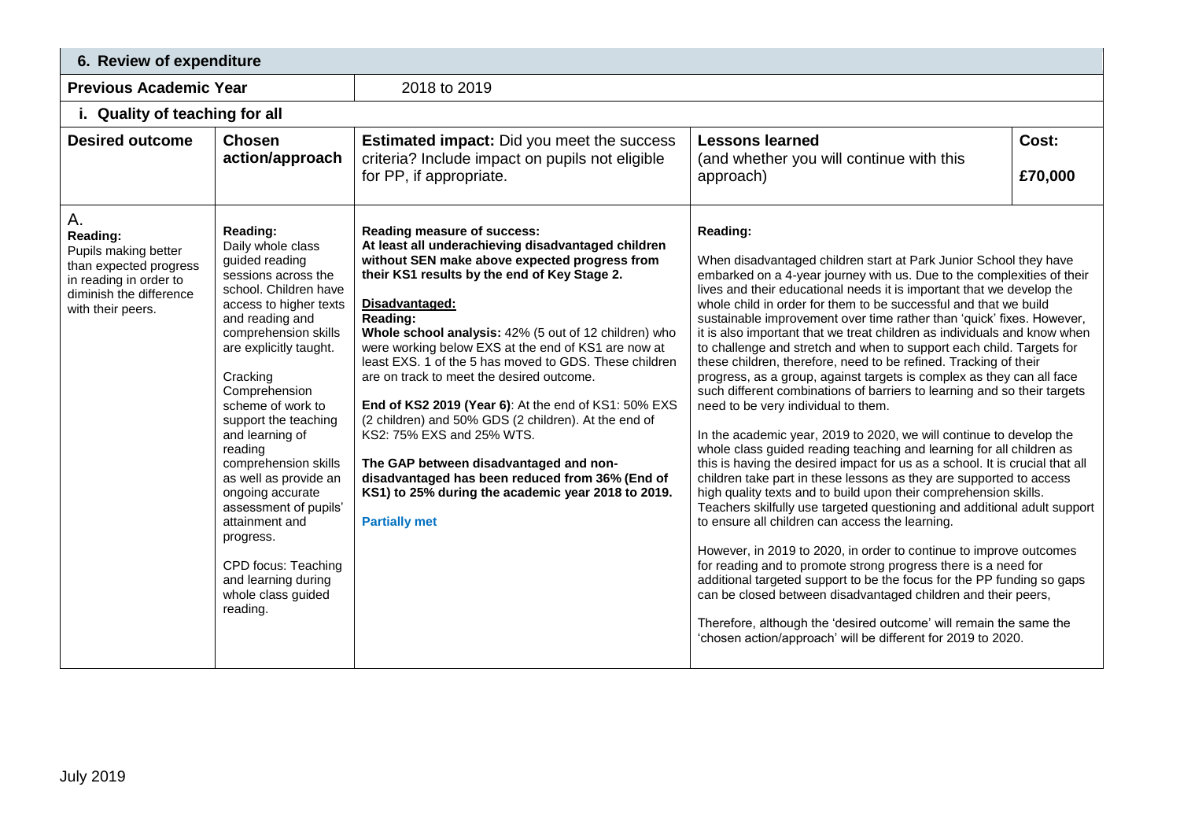## 6. Review of expenditure

| Previous Academic Year | 2018 to 2019 | | | |
|---|---|---|---|---|
| **i. Quality of teaching for all** | | | | |
| **Desired outcome** | **Chosen action/approach** | **Estimated impact:** Did you meet the success criteria? Include impact on pupils not eligible for PP, if appropriate. | **Lessons learned** (and whether you will continue with this approach) | **Cost:** **£70,000** |
| A. **Reading:** Pupils making better than expected progress in reading in order to diminish the difference with their peers. | **Reading:** Daily whole class guided reading sessions across the school. Children have access to higher texts and reading and comprehension skills are explicitly taught. <br><br> Cracking Comprehension scheme of work to support the teaching and learning of reading comprehension skills as well as provide an ongoing accurate assessment of pupils' attainment and progress. <br><br> CPD focus: Teaching and learning during whole class guided reading. | **Reading measure of success:** **At least all underachieving disadvantaged children without SEN make above expected progress from their KS1 results by the end of Key Stage 2.** <br><br> **Disadvantaged:** <br> **Reading:** <br> **Whole school analysis:** 42% (5 out of 12 children) who were working below EXS at the end of KS1 are now at least EXS. 1 of the 5 has moved to GDS. These children are on track to meet the desired outcome. <br><br> **End of KS2 2019 (Year 6)**: At the end of KS1: 50% EXS (2 children) and 50% GDS (2 children). At the end of KS2: 75% EXS and 25% WTS. <br><br> **The GAP between disadvantaged and non-disadvantaged has been reduced from 36% (End of KS1) to 25% during the academic year 2018 to 2019.** <br><br> **Partially met** | **Reading:** <br><br> When disadvantaged children start at Park Junior School they have embarked on a 4-year journey with us. Due to the complexities of their lives and their educational needs it is important that we develop the whole child in order for them to be successful and that we build sustainable improvement over time rather than 'quick' fixes. However, it is also important that we treat children as individuals and know when to challenge and stretch and when to support each child. Targets for these children, therefore, need to be refined. Tracking of their progress, as a group, against targets is complex as they can all face such different combinations of barriers to learning and so their targets need to be very individual to them. <br><br> In the academic year, 2019 to 2020, we will continue to develop the whole class guided reading teaching and learning for all children as this is having the desired impact for us as a school. It is crucial that all children take part in these lessons as they are supported to access high quality texts and to build upon their comprehension skills. Teachers skilfully use targeted questioning and additional adult support to ensure all children can access the learning. <br><br> However, in 2019 to 2020, in order to continue to improve outcomes for reading and to promote strong progress there is a need for additional targeted support to be the focus for the PP funding so gaps can be closed between disadvantaged children and their peers, <br><br> Therefore, although the 'desired outcome' will remain the same the 'chosen action/approach' will be different for 2019 to 2020. | |

July 2019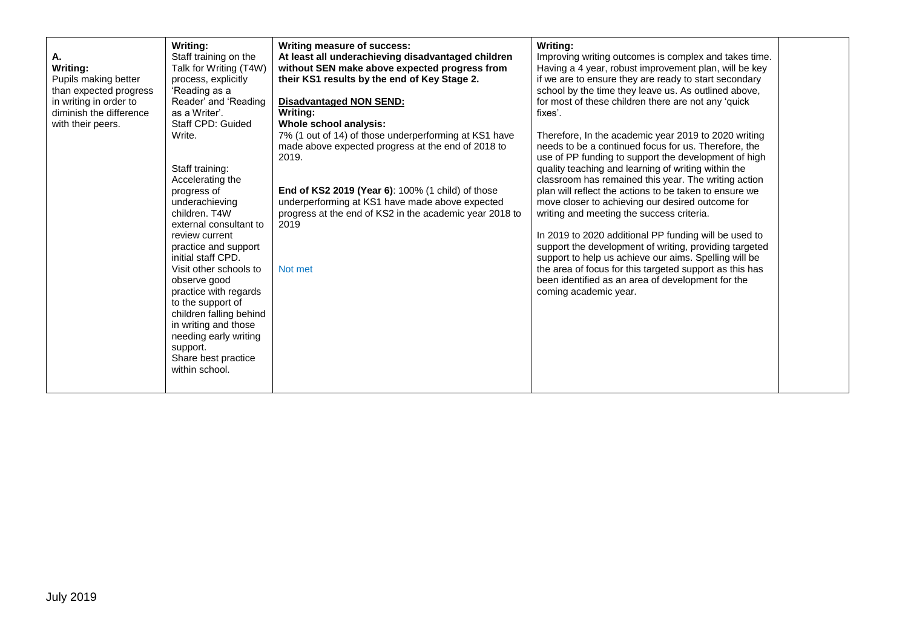| | | | | |
|---|---|---|---|---|
| **A.**<br>**Writing:**<br>Pupils making better than expected progress in writing in order to diminish the difference with their peers. | **Writing:**<br>Staff training on the Talk for Writing (T4W) process, explicitly 'Reading as a Reader' and 'Reading as a Writer'.<br>Staff CPD: Guided Write.<br><br>Staff training: Accelerating the progress of underachieving children. T4W external consultant to review current practice and support initial staff CPD.<br>Visit other schools to observe good practice with regards to the support of children falling behind in writing and those needing early writing support.<br>Share best practice within school. | **Writing measure of success:**<br>**At least all underachieving disadvantaged children without SEN make above expected progress from their KS1 results by the end of Key Stage 2.**<br><br>**Disadvantaged NON SEND:**<br>**Writing:**<br>**Whole school analysis:**<br>7% (1 out of 14) of those underperforming at KS1 have made above expected progress at the end of 2018 to 2019.<br><br>**End of KS2 2019 (Year 6)**: 100% (1 child) of those underperforming at KS1 have made above expected progress at the end of KS2 in the academic year 2018 to 2019<br><br>Not met | **Writing:**<br>Improving writing outcomes is complex and takes time. Having a 4 year, robust improvement plan, will be key if we are to ensure they are ready to start secondary school by the time they leave us. As outlined above, for most of these children there are not any 'quick fixes'.<br><br>Therefore, In the academic year 2019 to 2020 writing needs to be a continued focus for us. Therefore, the use of PP funding to support the development of high quality teaching and learning of writing within the classroom has remained this year. The writing action plan will reflect the actions to be taken to ensure we move closer to achieving our desired outcome for writing and meeting the success criteria.<br><br>In 2019 to 2020 additional PP funding will be used to support the development of writing, providing targeted support to help us achieve our aims. Spelling will be the area of focus for this targeted support as this has been identified as an area of development for the coming academic year. | |

July 2019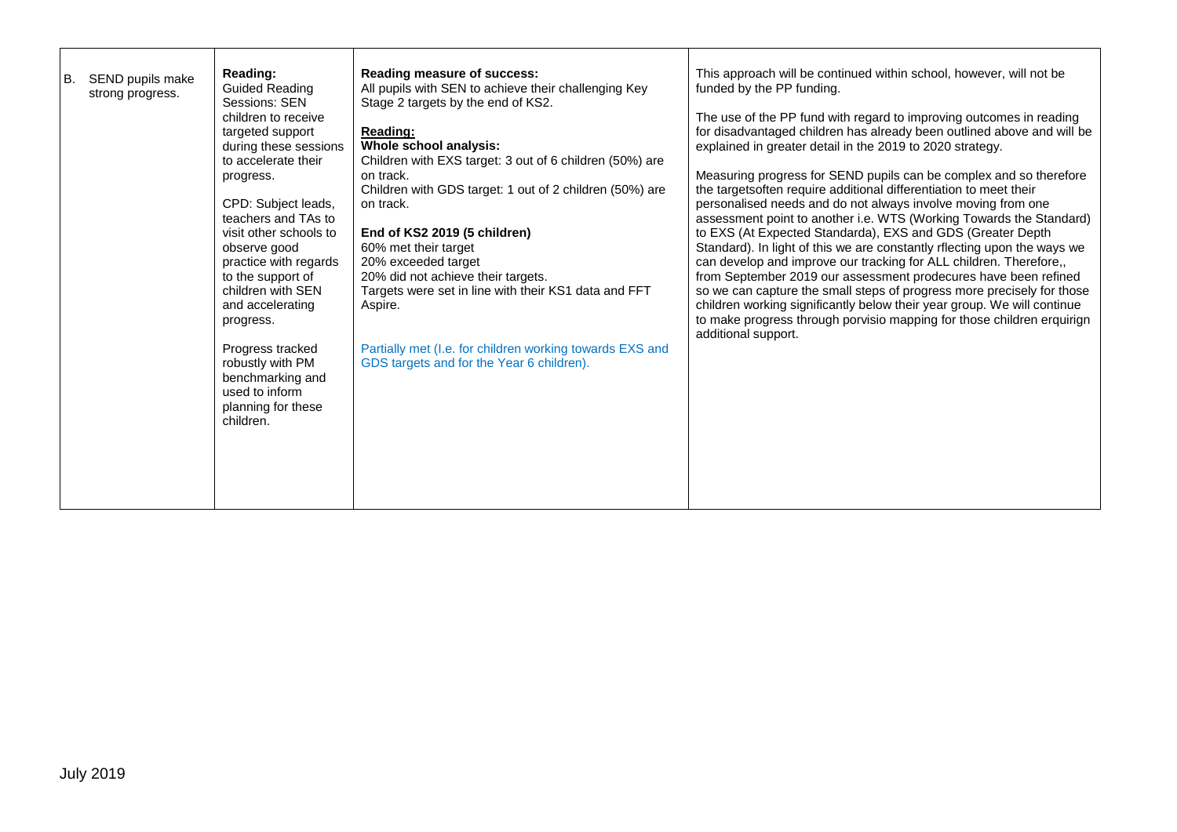| | | | |
|---|---|---|---|
| B. SEND pupils make strong progress. | **Reading:**<br>Guided Reading Sessions: SEN children to receive targeted support during these sessions to accelerate their progress.<br><br>CPD: Subject leads, teachers and TAs to visit other schools to observe good practice with regards to the support of children with SEN and accelerating progress.<br><br>Progress tracked robustly with PM benchmarking and used to inform planning for these children. | **Reading measure of success:**<br>All pupils with SEN to achieve their challenging Key Stage 2 targets by the end of KS2.<br><br>**Reading:**<br>**Whole school analysis:**<br>Children with EXS target: 3 out of 6 children (50%) are on track.<br>Children with GDS target: 1 out of 2 children (50%) are on track.<br><br>**End of KS2 2019 (5 children)**<br>60% met their target<br>20% exceeded target<br>20% did not achieve their targets.<br>Targets were set in line with their KS1 data and FFT Aspire.<br><br>Partially met (I.e. for children working towards EXS and GDS targets and for the Year 6 children). | This approach will be continued within school, however, will not be funded by the PP funding.<br><br>The use of the PP fund with regard to improving outcomes in reading for disadvantaged children has already been outlined above and will be explained in greater detail in the 2019 to 2020 strategy.<br><br>Measuring progress for SEND pupils can be complex and so therefore the targetsoften require additional differentiation to meet their personalised needs and do not always involve moving from one assessment point to another i.e. WTS (Working Towards the Standard) to EXS (At Expected Standarda), EXS and GDS (Greater Depth Standard). In light of this we are constantly rflecting upon the ways we can develop and improve our tracking for ALL children. Therefore,, from September 2019 our assessment prodecures have been refined so we can capture the small steps of progress more precisely for those children working significantly below their year group. We will continue to make progress through porvisio mapping for those children erquirign additional support. |

July 2019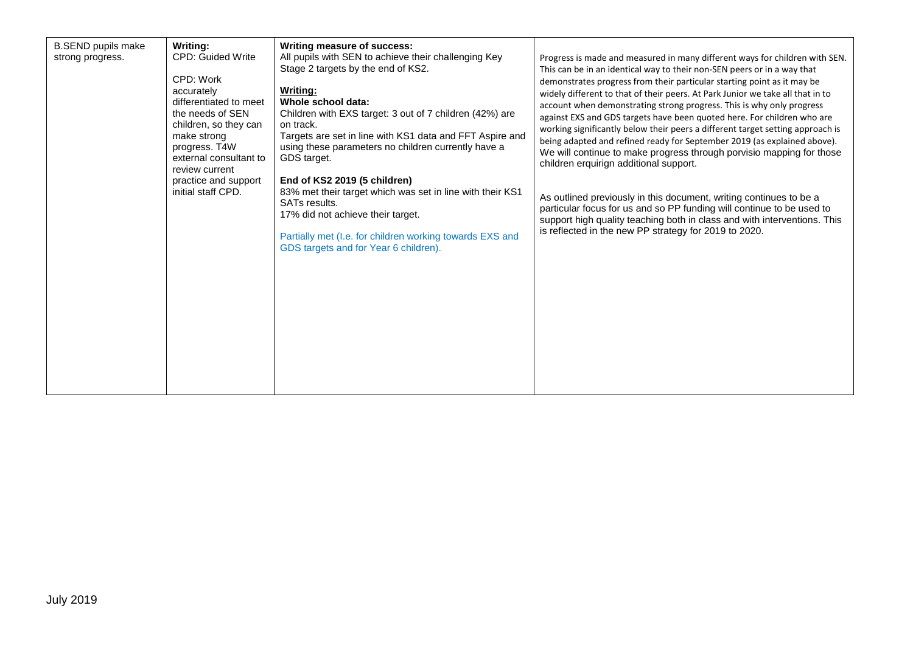| B.SEND pupils make strong progress. | **Writing:**<br>CPD: Guided Write<br><br>CPD: Work accurately differentiated to meet the needs of SEN children, so they can make strong progress. T4W external consultant to review current practice and support initial staff CPD. | **Writing measure of success:**<br>All pupils with SEN to achieve their challenging Key Stage 2 targets by the end of KS2.<br><br>**<u>Writing:</u>**<br>**Whole school data:**<br>Children with EXS target: 3 out of 7 children (42%) are on track.<br>Targets are set in line with KS1 data and FFT Aspire and using these parameters no children currently have a GDS target.<br><br>**End of KS2 2019 (5 children)**<br>83% met their target which was set in line with their KS1 SATs results.<br>17% did not achieve their target.<br><br>Partially met (I.e. for children working towards EXS and GDS targets and for Year 6 children). | Progress is made and measured in many different ways for children with SEN. This can be in an identical way to their non-SEN peers or in a way that demonstrates progress from their particular starting point as it may be widely different to that of their peers. At Park Junior we take all that in to account when demonstrating strong progress. This is why only progress against EXS and GDS targets have been quoted here. For children who are working significantly below their peers a different target setting approach is being adapted and refined ready for September 2019 (as explained above). We will continue to make progress through porvisio mapping for those children erquirign additional support.<br><br>As outlined previously in this document, writing continues to be a particular focus for us and so PP funding will continue to be used to support high quality teaching both in class and with interventions. This is reflected in the new PP strategy for 2019 to 2020. |
|---|---|---|---|

July 2019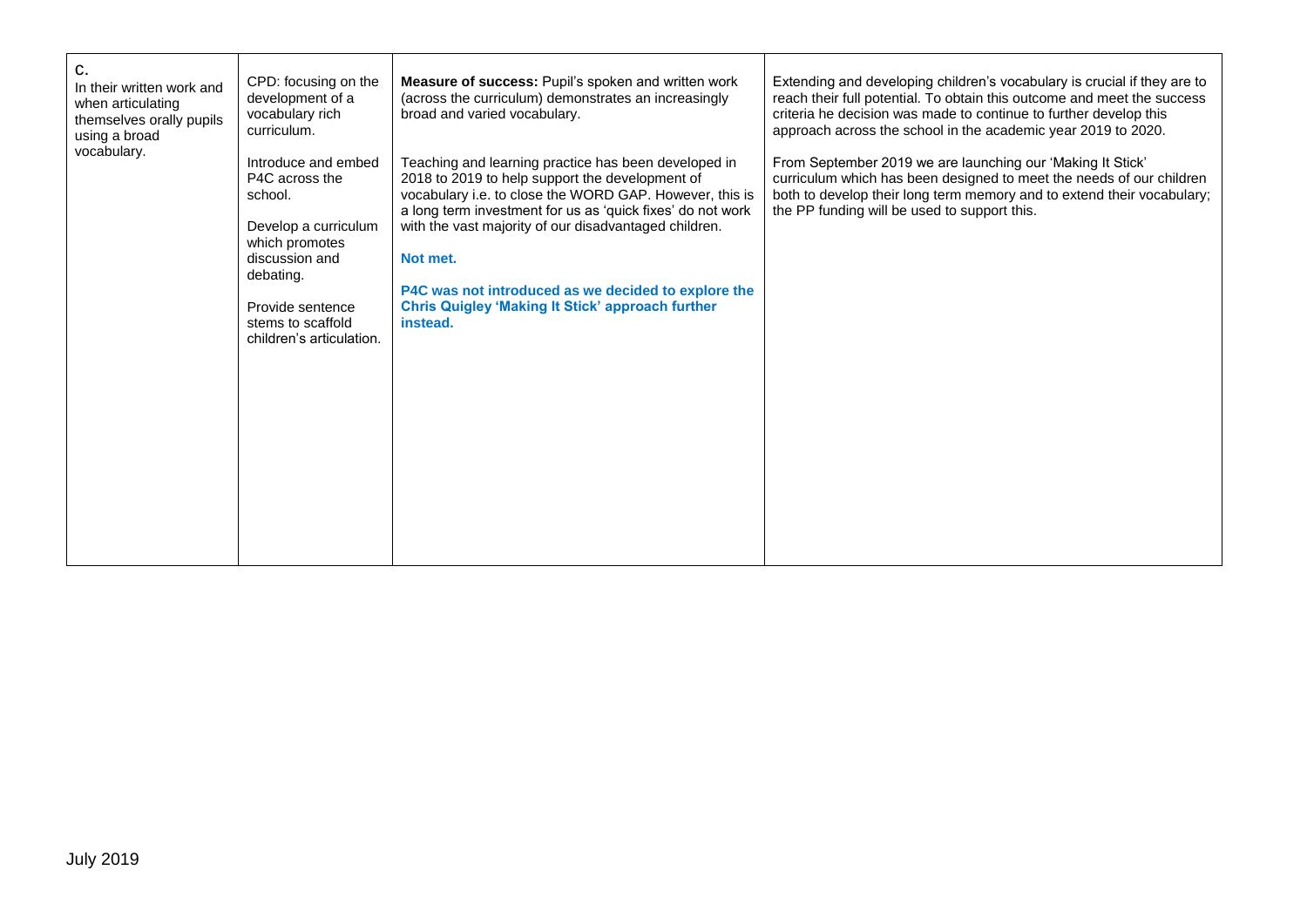| | | | |
|---|---|---|---|
| C. In their written work and when articulating themselves orally pupils using a broad vocabulary. | CPD: focusing on the development of a vocabulary rich curriculum.<br><br>Introduce and embed P4C across the school.<br><br>Develop a curriculum which promotes discussion and debating.<br><br>Provide sentence stems to scaffold children's articulation. | **Measure of success:** Pupil's spoken and written work (across the curriculum) demonstrates an increasingly broad and varied vocabulary.<br><br>Teaching and learning practice has been developed in 2018 to 2019 to help support the development of vocabulary i.e. to close the WORD GAP. However, this is a long term investment for us as 'quick fixes' do not work with the vast majority of our disadvantaged children.<br><br>**Not met.**<br><br>**P4C was not introduced as we decided to explore the Chris Quigley 'Making It Stick' approach further instead.** | Extending and developing children's vocabulary is crucial if they are to reach their full potential. To obtain this outcome and meet the success criteria he decision was made to continue to further develop this approach across the school in the academic year 2019 to 2020.<br><br>From September 2019 we are launching our 'Making It Stick' curriculum which has been designed to meet the needs of our children both to develop their long term memory and to extend their vocabulary; the PP funding will be used to support this. |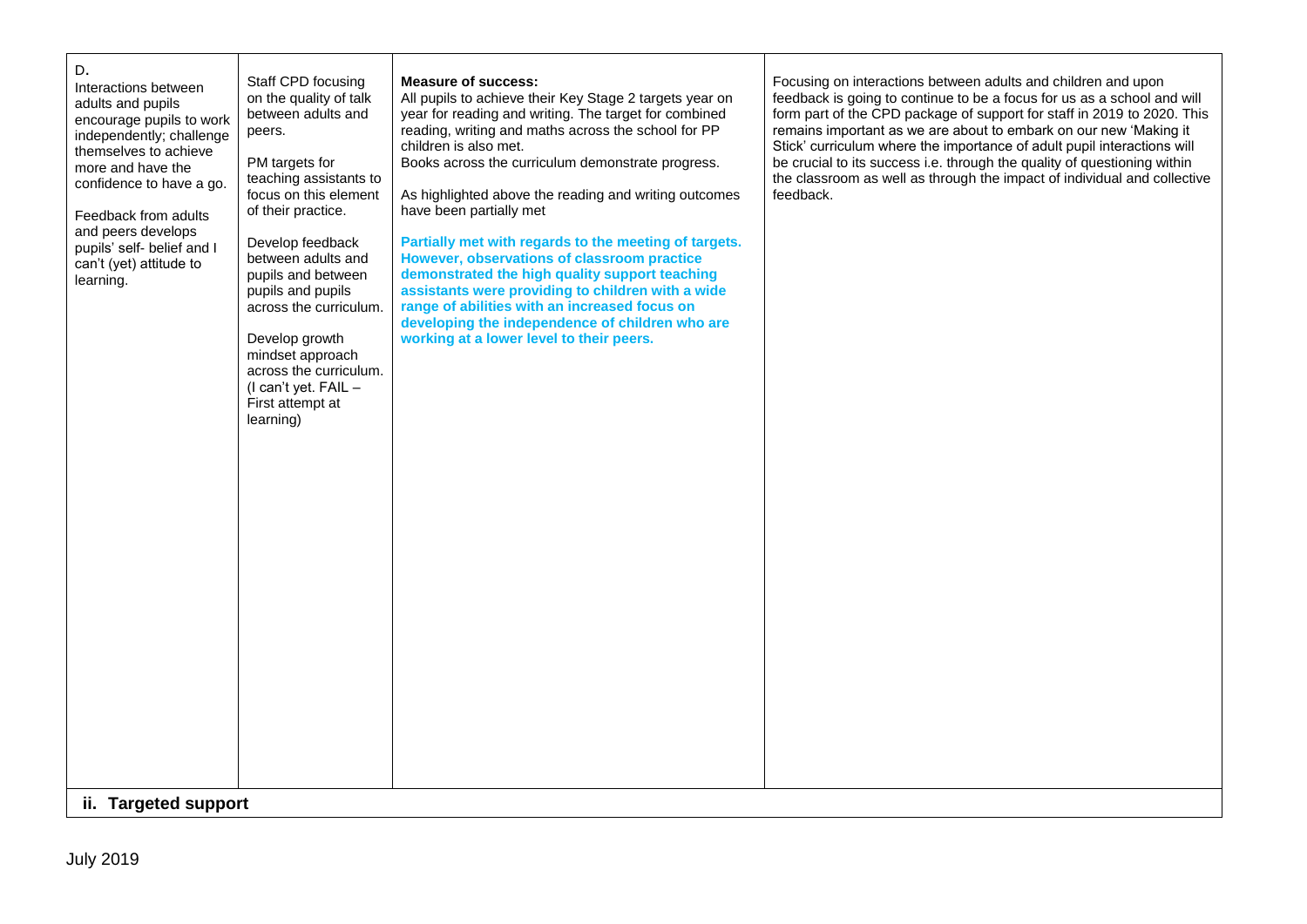| D. Interactions between adults and pupils encourage pupils to work independently; challenge themselves to achieve more and have the confidence to have a go.<br><br>Feedback from adults and peers develops pupils' self- belief and I can't (yet) attitude to learning. | Staff CPD focusing on the quality of talk between adults and peers.<br><br>PM targets for teaching assistants to focus on this element of their practice.<br><br>Develop feedback between adults and pupils and between pupils and pupils across the curriculum.<br><br>Develop growth mindset approach across the curriculum. (I can't yet. FAIL – First attempt at learning) | **Measure of success:**<br>All pupils to achieve their Key Stage 2 targets year on year for reading and writing. The target for combined reading, writing and maths across the school for PP children is also met.<br>Books across the curriculum demonstrate progress.<br><br>As highlighted above the reading and writing outcomes have been partially met<br><br>**Partially met with regards to the meeting of targets. However, observations of classroom practice demonstrated the high quality support teaching assistants were providing to children with a wide range of abilities with an increased focus on developing the independence of children who are working at a lower level to their peers.** | Focusing on interactions between adults and children and upon feedback is going to continue to be a focus for us as a school and will form part of the CPD package of support for staff in 2019 to 2020. This remains important as we are about to embark on our new 'Making it Stick' curriculum where the importance of adult pupil interactions will be crucial to its success i.e. through the quality of questioning within the classroom as well as through the impact of individual and collective feedback. |
|---|---|---|---|

**ii. Targeted support**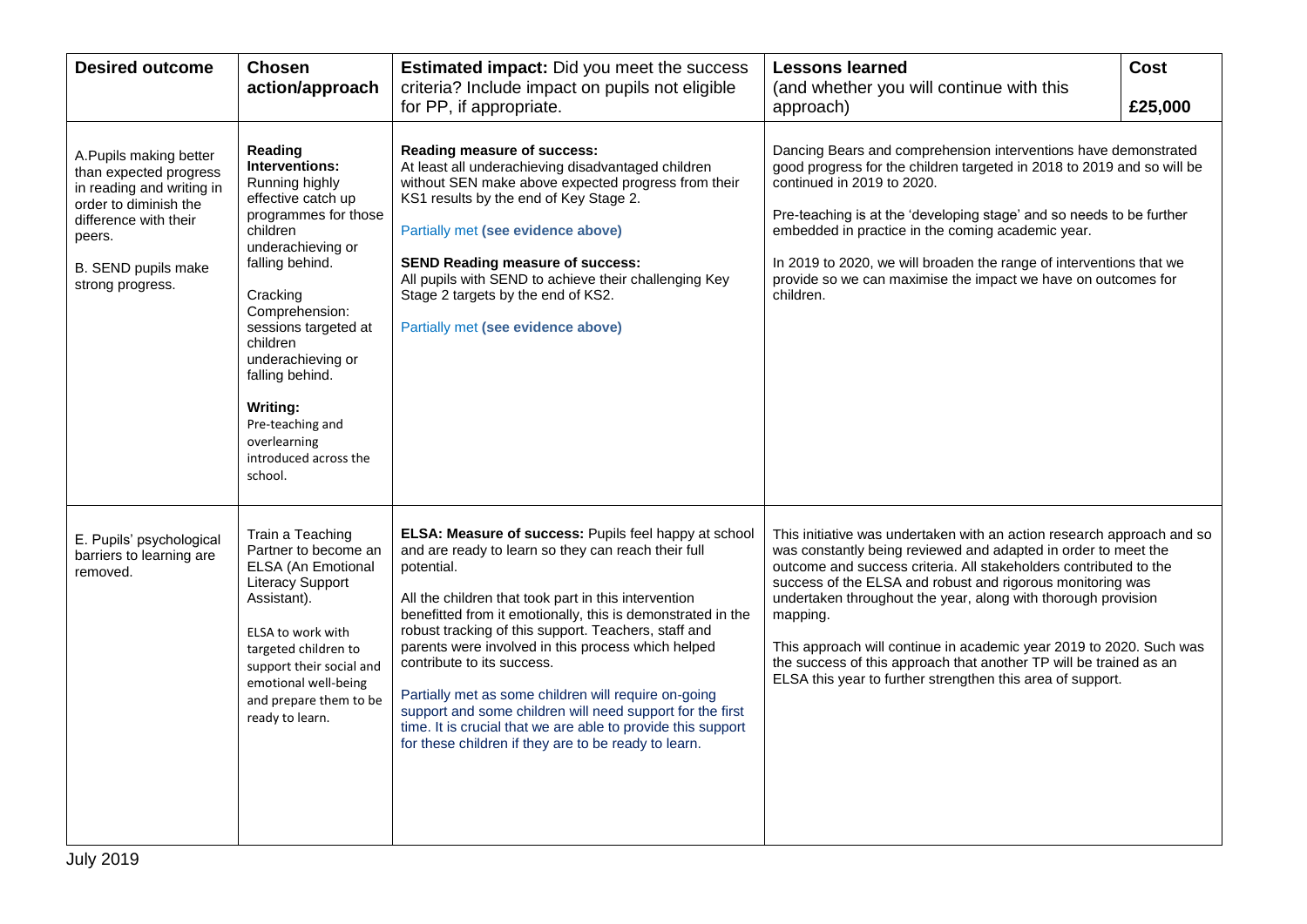| Desired outcome | Chosen action/approach | Estimated impact: Did you meet the success criteria? Include impact on pupils not eligible for PP, if appropriate. | Lessons learned (and whether you will continue with this approach) | Cost £25,000 |
|---|---|---|---|---|
| A.Pupils making better than expected progress in reading and writing in order to diminish the difference with their peers.<br><br>B. SEND pupils make strong progress. | **Reading Interventions:** Running highly effective catch up programmes for those children underachieving or falling behind.<br><br>Cracking Comprehension: sessions targeted at children underachieving or falling behind.<br><br>**Writing:** Pre-teaching and overlearning introduced across the school. | **Reading measure of success:** At least all underachieving disadvantaged children without SEN make above expected progress from their KS1 results by the end of Key Stage 2.<br><br>Partially met **(see evidence above)**<br><br>**SEND Reading measure of success:** All pupils with SEND to achieve their challenging Key Stage 2 targets by the end of KS2.<br><br>Partially met **(see evidence above)** | Dancing Bears and comprehension interventions have demonstrated good progress for the children targeted in 2018 to 2019 and so will be continued in 2019 to 2020.<br><br>Pre-teaching is at the 'developing stage' and so needs to be further embedded in practice in the coming academic year.<br><br>In 2019 to 2020, we will broaden the range of interventions that we provide so we can maximise the impact we have on outcomes for children. | |
| E. Pupils' psychological barriers to learning are removed. | Train a Teaching Partner to become an ELSA (An Emotional Literacy Support Assistant).<br><br>ELSA to work with targeted children to support their social and emotional well-being and prepare them to be ready to learn. | **ELSA: Measure of success:** Pupils feel happy at school and are ready to learn so they can reach their full potential.<br><br>All the children that took part in this intervention benefitted from it emotionally, this is demonstrated in the robust tracking of this support. Teachers, staff and parents were involved in this process which helped contribute to its success.<br><br>Partially met as some children will require on-going support and some children will need support for the first time. It is crucial that we are able to provide this support for these children if they are to be ready to learn. | This initiative was undertaken with an action research approach and so was constantly being reviewed and adapted in order to meet the outcome and success criteria. All stakeholders contributed to the success of the ELSA and robust and rigorous monitoring was undertaken throughout the year, along with thorough provision mapping.<br><br>This approach will continue in academic year 2019 to 2020. Such was the success of this approach that another TP will be trained as an ELSA this year to further strengthen this area of support. | |

July 2019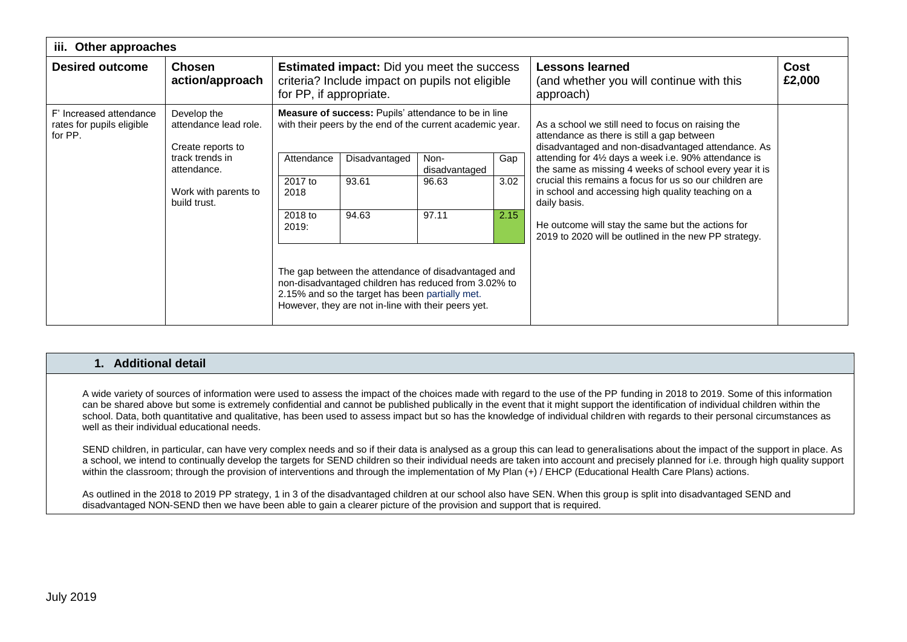| iii. Other approaches | | | | |
|---|---|---|---|---|
| **Desired outcome** | **Chosen action/approach** | **Estimated impact:** Did you meet the success criteria? Include impact on pupils not eligible for PP, if appropriate. | **Lessons learned** (and whether you will continue with this approach) | **Cost £2,000** |
| F' Increased attendance rates for pupils eligible for PP. | Develop the attendance lead role.<br><br>Create reports to track trends in attendance.<br><br>Work with parents to build trust. | **Measure of success:** Pupils' attendance to be in line with their peers by the end of the current academic year.<br><br>Attendance / Disadvantaged / Non-disadvantaged / Gap<br>2017 to 2018 / 93.61 / 96.63 / 3.02<br>2018 to 2019: / 94.63 / 97.11 / 2.15<br><br>The gap between the attendance of disadvantaged and non-disadvantaged children has reduced from 3.02% to 2.15% and so the target has been partially met. However, they are not in-line with their peers yet. | As a school we still need to focus on raising the attendance as there is still a gap between disadvantaged and non-disadvantaged attendance. As attending for 4½ days a week i.e. 90% attendance is the same as missing 4 weeks of school every year it is crucial this remains a focus for us so our children are in school and accessing high quality teaching on a daily basis.<br><br>He outcome will stay the same but the actions for 2019 to 2020 will be outlined in the new PP strategy. | |

## 1. Additional detail

A wide variety of sources of information were used to assess the impact of the choices made with regard to the use of the PP funding in 2018 to 2019. Some of this information can be shared above but some is extremely confidential and cannot be published publically in the event that it might support the identification of individual children within the school. Data, both quantitative and qualitative, has been used to assess impact but so has the knowledge of individual children with regards to their personal circumstances as well as their individual educational needs.

SEND children, in particular, can have very complex needs and so if their data is analysed as a group this can lead to generalisations about the impact of the support in place. As a school, we intend to continually develop the targets for SEND children so their individual needs are taken into account and precisely planned for i.e. through high quality support within the classroom; through the provision of interventions and through the implementation of My Plan (+) / EHCP (Educational Health Care Plans) actions.

As outlined in the 2018 to 2019 PP strategy, 1 in 3 of the disadvantaged children at our school also have SEN. When this group is split into disadvantaged SEND and disadvantaged NON-SEND then we have been able to gain a clearer picture of the provision and support that is required.

July 2019